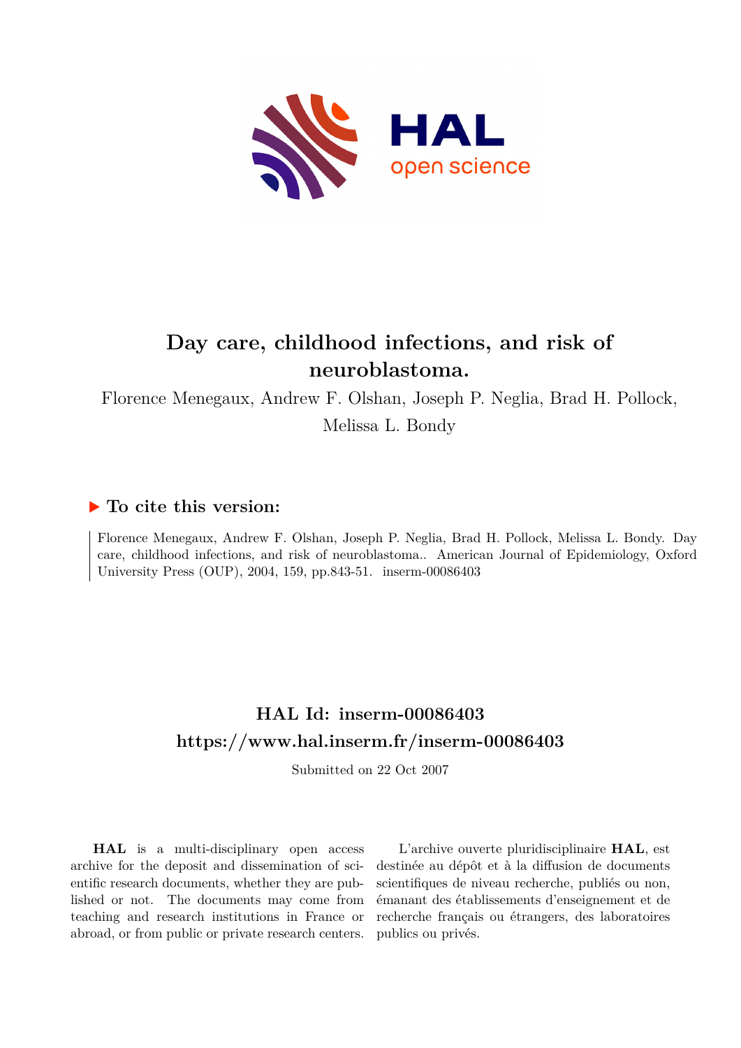# Day care, childhood infections, and risk of neuroblastoma.

Florence Menegaux, Andrew F. Olshan, Joseph P. Neglia, Brad H. Pollock, Melissa L. Bondy

## ▶ To cite this version:

Florence Menegaux, Andrew F. Olshan, Joseph P. Neglia, Brad H. Pollock, Melissa L. Bondy. Day care, childhood infections, and risk of neuroblastoma.. American Journal of Epidemiology, Oxford University Press (OUP), 2004, 159, pp.843-51. inserm-00086403

## HAL Id: inserm-00086403
## https://www.hal.inserm.fr/inserm-00086403

Submitted on 22 Oct 2007

**HAL** is a multi-disciplinary open access archive for the deposit and dissemination of scientific research documents, whether they are published or not. The documents may come from teaching and research institutions in France or abroad, or from public or private research centers.

L'archive ouverte pluridisciplinaire **HAL**, est destinée au dépôt et à la diffusion de documents scientifiques de niveau recherche, publiés ou non, émanant des établissements d'enseignement et de recherche français ou étrangers, des laboratoires publics ou privés.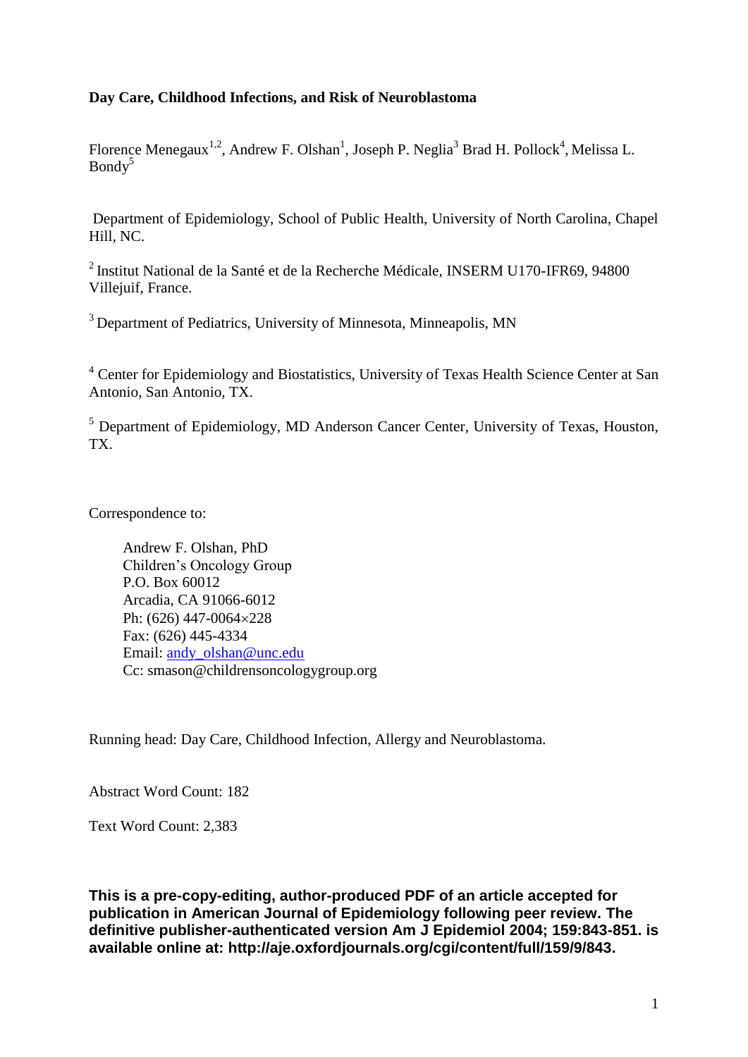**Day Care, Childhood Infections, and Risk of Neuroblastoma**

Florence Menegaux[1,2], Andrew F. Olshan[1], Joseph P. Neglia[3] Brad H. Pollock[4], Melissa L. Bondy[5]

Department of Epidemiology, School of Public Health, University of North Carolina, Chapel Hill, NC.

[2] Institut National de la Santé et de la Recherche Médicale, INSERM U170-IFR69, 94800 Villejuif, France.

[3] Department of Pediatrics, University of Minnesota, Minneapolis, MN

[4] Center for Epidemiology and Biostatistics, University of Texas Health Science Center at San Antonio, San Antonio, TX.

[5] Department of Epidemiology, MD Anderson Cancer Center, University of Texas, Houston, TX.

Correspondence to:

Andrew F. Olshan, PhD
Children's Oncology Group
P.O. Box 60012
Arcadia, CA 91066-6012
Ph: (626) 447-0064×228
Fax: (626) 445-4334
Email: andy_olshan@unc.edu
Cc: smason@childrensoncologygroup.org

Running head: Day Care, Childhood Infection, Allergy and Neuroblastoma.

Abstract Word Count: 182

Text Word Count: 2,383

**This is a pre-copy-editing, author-produced PDF of an article accepted for publication in American Journal of Epidemiology following peer review. The definitive publisher-authenticated version Am J Epidemiol 2004; 159:843-851. is available online at: http://aje.oxfordjournals.org/cgi/content/full/159/9/843.**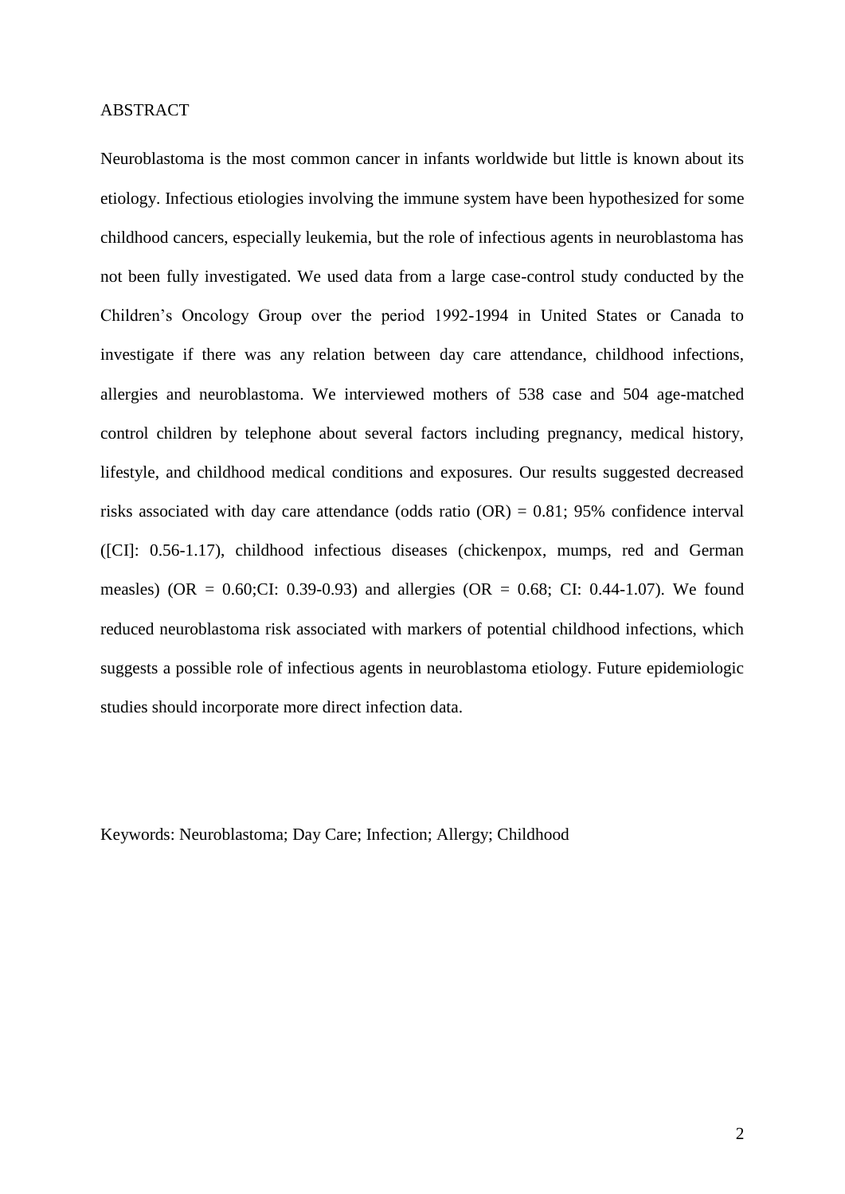ABSTRACT

Neuroblastoma is the most common cancer in infants worldwide but little is known about its etiology. Infectious etiologies involving the immune system have been hypothesized for some childhood cancers, especially leukemia, but the role of infectious agents in neuroblastoma has not been fully investigated. We used data from a large case-control study conducted by the Children's Oncology Group over the period 1992-1994 in United States or Canada to investigate if there was any relation between day care attendance, childhood infections, allergies and neuroblastoma. We interviewed mothers of 538 case and 504 age-matched control children by telephone about several factors including pregnancy, medical history, lifestyle, and childhood medical conditions and exposures. Our results suggested decreased risks associated with day care attendance (odds ratio (OR) = 0.81; 95% confidence interval ([CI]: 0.56-1.17), childhood infectious diseases (chickenpox, mumps, red and German measles) (OR = 0.60;CI: 0.39-0.93) and allergies (OR = 0.68; CI: 0.44-1.07). We found reduced neuroblastoma risk associated with markers of potential childhood infections, which suggests a possible role of infectious agents in neuroblastoma etiology. Future epidemiologic studies should incorporate more direct infection data.

Keywords: Neuroblastoma; Day Care; Infection; Allergy; Childhood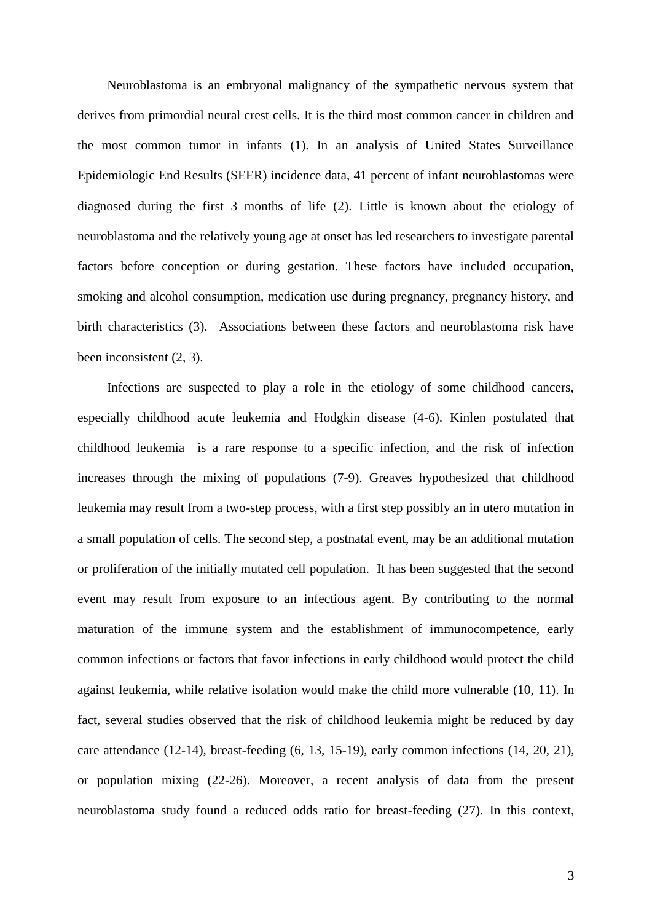Neuroblastoma is an embryonal malignancy of the sympathetic nervous system that derives from primordial neural crest cells. It is the third most common cancer in children and the most common tumor in infants (1). In an analysis of United States Surveillance Epidemiologic End Results (SEER) incidence data, 41 percent of infant neuroblastomas were diagnosed during the first 3 months of life (2). Little is known about the etiology of neuroblastoma and the relatively young age at onset has led researchers to investigate parental factors before conception or during gestation. These factors have included occupation, smoking and alcohol consumption, medication use during pregnancy, pregnancy history, and birth characteristics (3). Associations between these factors and neuroblastoma risk have been inconsistent (2, 3).

Infections are suspected to play a role in the etiology of some childhood cancers, especially childhood acute leukemia and Hodgkin disease (4-6). Kinlen postulated that childhood leukemia is a rare response to a specific infection, and the risk of infection increases through the mixing of populations (7-9). Greaves hypothesized that childhood leukemia may result from a two-step process, with a first step possibly an in utero mutation in a small population of cells. The second step, a postnatal event, may be an additional mutation or proliferation of the initially mutated cell population. It has been suggested that the second event may result from exposure to an infectious agent. By contributing to the normal maturation of the immune system and the establishment of immunocompetence, early common infections or factors that favor infections in early childhood would protect the child against leukemia, while relative isolation would make the child more vulnerable (10, 11). In fact, several studies observed that the risk of childhood leukemia might be reduced by day care attendance (12-14), breast-feeding (6, 13, 15-19), early common infections (14, 20, 21), or population mixing (22-26). Moreover, a recent analysis of data from the present neuroblastoma study found a reduced odds ratio for breast-feeding (27). In this context,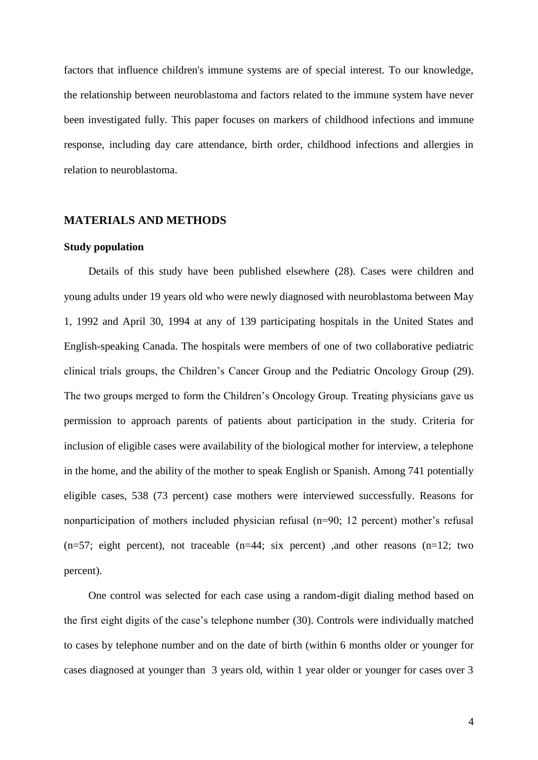factors that influence children's immune systems are of special interest. To our knowledge, the relationship between neuroblastoma and factors related to the immune system have never been investigated fully. This paper focuses on markers of childhood infections and immune response, including day care attendance, birth order, childhood infections and allergies in relation to neuroblastoma.

## MATERIALS AND METHODS

### Study population

Details of this study have been published elsewhere (28). Cases were children and young adults under 19 years old who were newly diagnosed with neuroblastoma between May 1, 1992 and April 30, 1994 at any of 139 participating hospitals in the United States and English-speaking Canada. The hospitals were members of one of two collaborative pediatric clinical trials groups, the Children's Cancer Group and the Pediatric Oncology Group (29). The two groups merged to form the Children's Oncology Group. Treating physicians gave us permission to approach parents of patients about participation in the study. Criteria for inclusion of eligible cases were availability of the biological mother for interview, a telephone in the home, and the ability of the mother to speak English or Spanish. Among 741 potentially eligible cases, 538 (73 percent) case mothers were interviewed successfully. Reasons for nonparticipation of mothers included physician refusal (n=90; 12 percent) mother's refusal (n=57; eight percent), not traceable (n=44; six percent) ,and other reasons (n=12; two percent).

One control was selected for each case using a random-digit dialing method based on the first eight digits of the case's telephone number (30). Controls were individually matched to cases by telephone number and on the date of birth (within 6 months older or younger for cases diagnosed at younger than 3 years old, within 1 year older or younger for cases over 3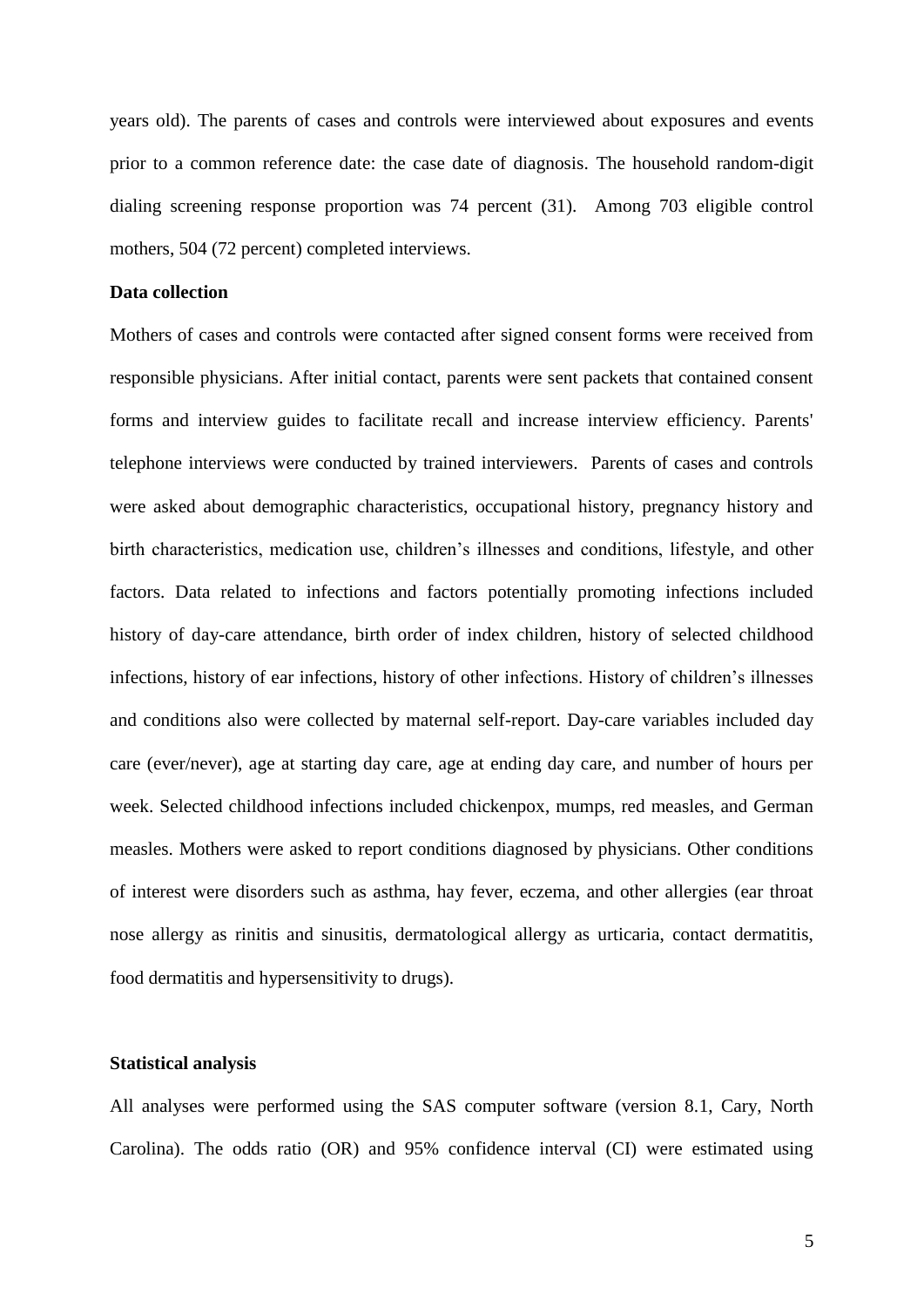years old). The parents of cases and controls were interviewed about exposures and events prior to a common reference date: the case date of diagnosis. The household random-digit dialing screening response proportion was 74 percent (31). Among 703 eligible control mothers, 504 (72 percent) completed interviews.

### Data collection

Mothers of cases and controls were contacted after signed consent forms were received from responsible physicians. After initial contact, parents were sent packets that contained consent forms and interview guides to facilitate recall and increase interview efficiency. Parents' telephone interviews were conducted by trained interviewers. Parents of cases and controls were asked about demographic characteristics, occupational history, pregnancy history and birth characteristics, medication use, children's illnesses and conditions, lifestyle, and other factors. Data related to infections and factors potentially promoting infections included history of day-care attendance, birth order of index children, history of selected childhood infections, history of ear infections, history of other infections. History of children's illnesses and conditions also were collected by maternal self-report. Day-care variables included day care (ever/never), age at starting day care, age at ending day care, and number of hours per week. Selected childhood infections included chickenpox, mumps, red measles, and German measles. Mothers were asked to report conditions diagnosed by physicians. Other conditions of interest were disorders such as asthma, hay fever, eczema, and other allergies (ear throat nose allergy as rinitis and sinusitis, dermatological allergy as urticaria, contact dermatitis, food dermatitis and hypersensitivity to drugs).

### Statistical analysis

All analyses were performed using the SAS computer software (version 8.1, Cary, North Carolina). The odds ratio (OR) and 95% confidence interval (CI) were estimated using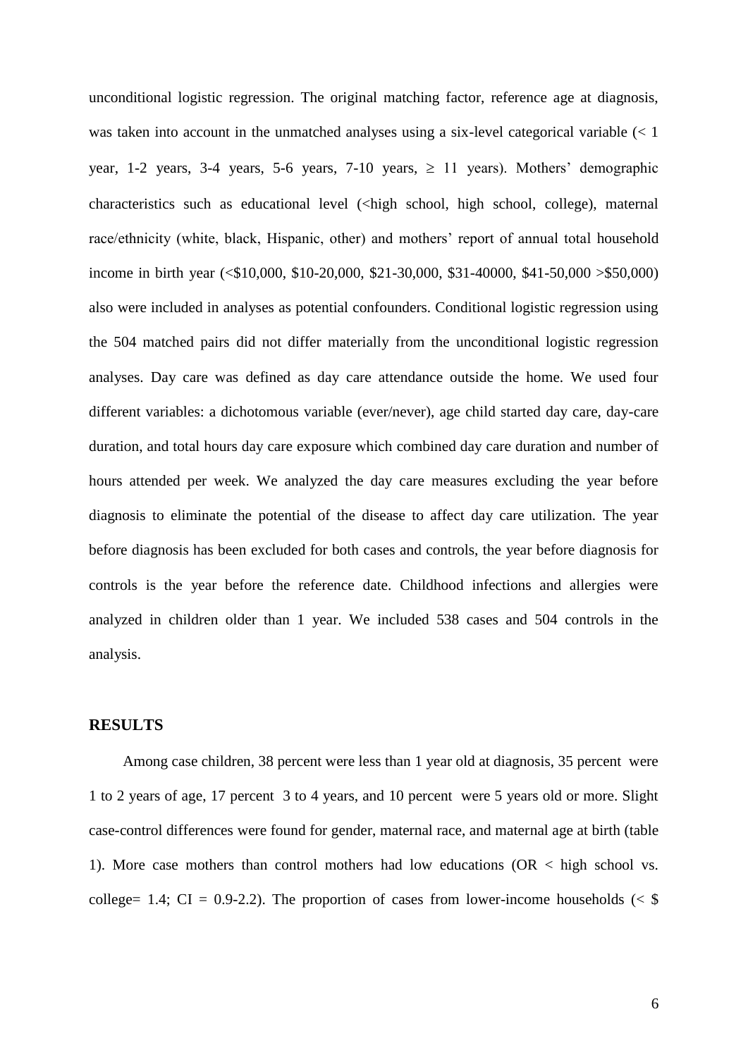unconditional logistic regression. The original matching factor, reference age at diagnosis, was taken into account in the unmatched analyses using a six-level categorical variable (< 1 year, 1-2 years, 3-4 years, 5-6 years, 7-10 years, ≥ 11 years). Mothers' demographic characteristics such as educational level (<high school, high school, college), maternal race/ethnicity (white, black, Hispanic, other) and mothers' report of annual total household income in birth year (<\$10,000, \$10-20,000, \$21-30,000, \$31-40000, \$41-50,000 >\$50,000) also were included in analyses as potential confounders. Conditional logistic regression using the 504 matched pairs did not differ materially from the unconditional logistic regression analyses. Day care was defined as day care attendance outside the home. We used four different variables: a dichotomous variable (ever/never), age child started day care, day-care duration, and total hours day care exposure which combined day care duration and number of hours attended per week. We analyzed the day care measures excluding the year before diagnosis to eliminate the potential of the disease to affect day care utilization. The year before diagnosis has been excluded for both cases and controls, the year before diagnosis for controls is the year before the reference date. Childhood infections and allergies were analyzed in children older than 1 year. We included 538 cases and 504 controls in the analysis.

## RESULTS

Among case children, 38 percent were less than 1 year old at diagnosis, 35 percent were 1 to 2 years of age, 17 percent 3 to 4 years, and 10 percent were 5 years old or more. Slight case-control differences were found for gender, maternal race, and maternal age at birth (table 1). More case mothers than control mothers had low educations (OR < high school vs. college= 1.4; CI = 0.9-2.2). The proportion of cases from lower-income households (< \$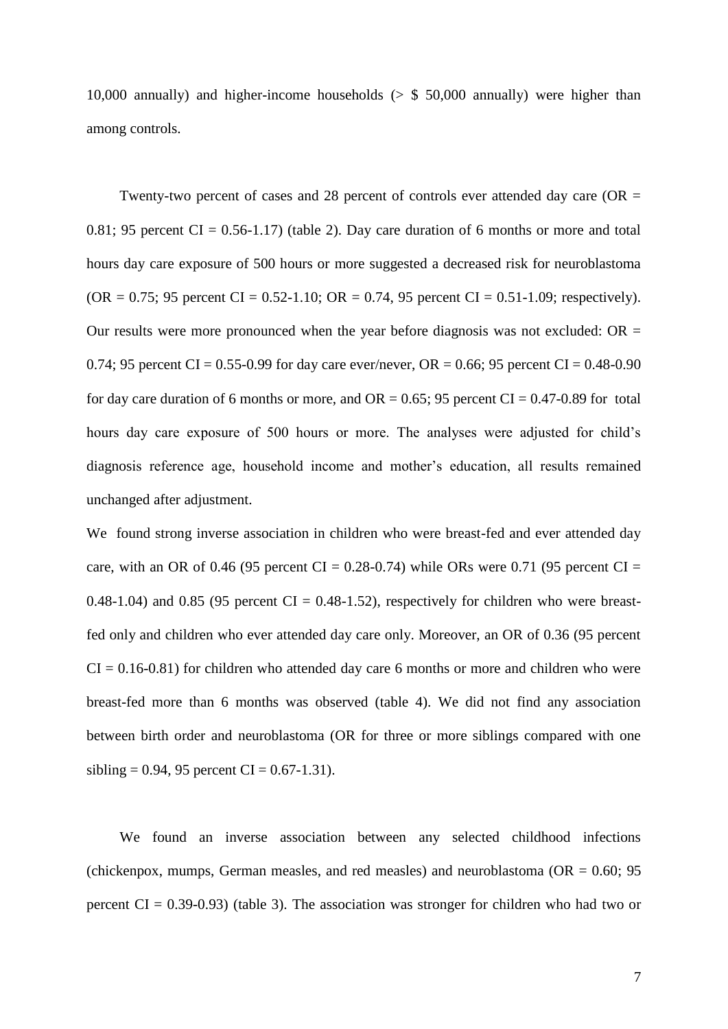10,000 annually) and higher-income households (> $ 50,000 annually) were higher than among controls.

Twenty-two percent of cases and 28 percent of controls ever attended day care (OR = 0.81; 95 percent CI = 0.56-1.17) (table 2). Day care duration of 6 months or more and total hours day care exposure of 500 hours or more suggested a decreased risk for neuroblastoma (OR = 0.75; 95 percent CI = 0.52-1.10; OR = 0.74, 95 percent CI = 0.51-1.09; respectively). Our results were more pronounced when the year before diagnosis was not excluded: OR = 0.74; 95 percent CI = 0.55-0.99 for day care ever/never, OR = 0.66; 95 percent CI = 0.48-0.90 for day care duration of 6 months or more, and OR = 0.65; 95 percent CI = 0.47-0.89 for total hours day care exposure of 500 hours or more. The analyses were adjusted for child's diagnosis reference age, household income and mother's education, all results remained unchanged after adjustment.

We found strong inverse association in children who were breast-fed and ever attended day care, with an OR of 0.46 (95 percent CI = 0.28-0.74) while ORs were 0.71 (95 percent CI = 0.48-1.04) and 0.85 (95 percent CI = 0.48-1.52), respectively for children who were breast-fed only and children who ever attended day care only. Moreover, an OR of 0.36 (95 percent CI = 0.16-0.81) for children who attended day care 6 months or more and children who were breast-fed more than 6 months was observed (table 4). We did not find any association between birth order and neuroblastoma (OR for three or more siblings compared with one sibling = 0.94, 95 percent CI = 0.67-1.31).

We found an inverse association between any selected childhood infections (chickenpox, mumps, German measles, and red measles) and neuroblastoma (OR = 0.60; 95 percent CI = 0.39-0.93) (table 3). The association was stronger for children who had two or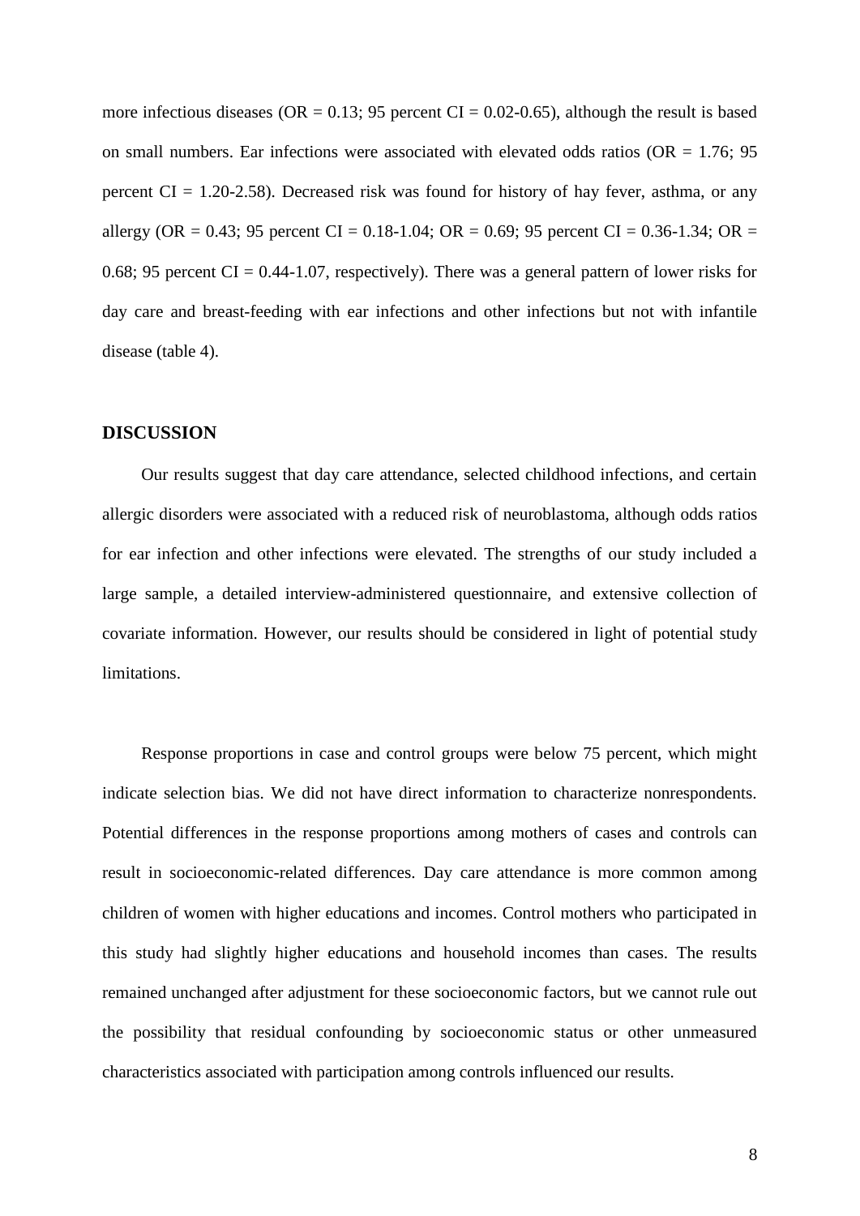more infectious diseases (OR = 0.13; 95 percent CI = 0.02-0.65), although the result is based on small numbers. Ear infections were associated with elevated odds ratios (OR = 1.76; 95 percent CI = 1.20-2.58). Decreased risk was found for history of hay fever, asthma, or any allergy (OR = 0.43; 95 percent CI = 0.18-1.04; OR = 0.69; 95 percent CI = 0.36-1.34; OR = 0.68; 95 percent CI = 0.44-1.07, respectively). There was a general pattern of lower risks for day care and breast-feeding with ear infections and other infections but not with infantile disease (table 4).

## DISCUSSION

Our results suggest that day care attendance, selected childhood infections, and certain allergic disorders were associated with a reduced risk of neuroblastoma, although odds ratios for ear infection and other infections were elevated. The strengths of our study included a large sample, a detailed interview-administered questionnaire, and extensive collection of covariate information. However, our results should be considered in light of potential study limitations.

Response proportions in case and control groups were below 75 percent, which might indicate selection bias. We did not have direct information to characterize nonrespondents. Potential differences in the response proportions among mothers of cases and controls can result in socioeconomic-related differences. Day care attendance is more common among children of women with higher educations and incomes. Control mothers who participated in this study had slightly higher educations and household incomes than cases. The results remained unchanged after adjustment for these socioeconomic factors, but we cannot rule out the possibility that residual confounding by socioeconomic status or other unmeasured characteristics associated with participation among controls influenced our results.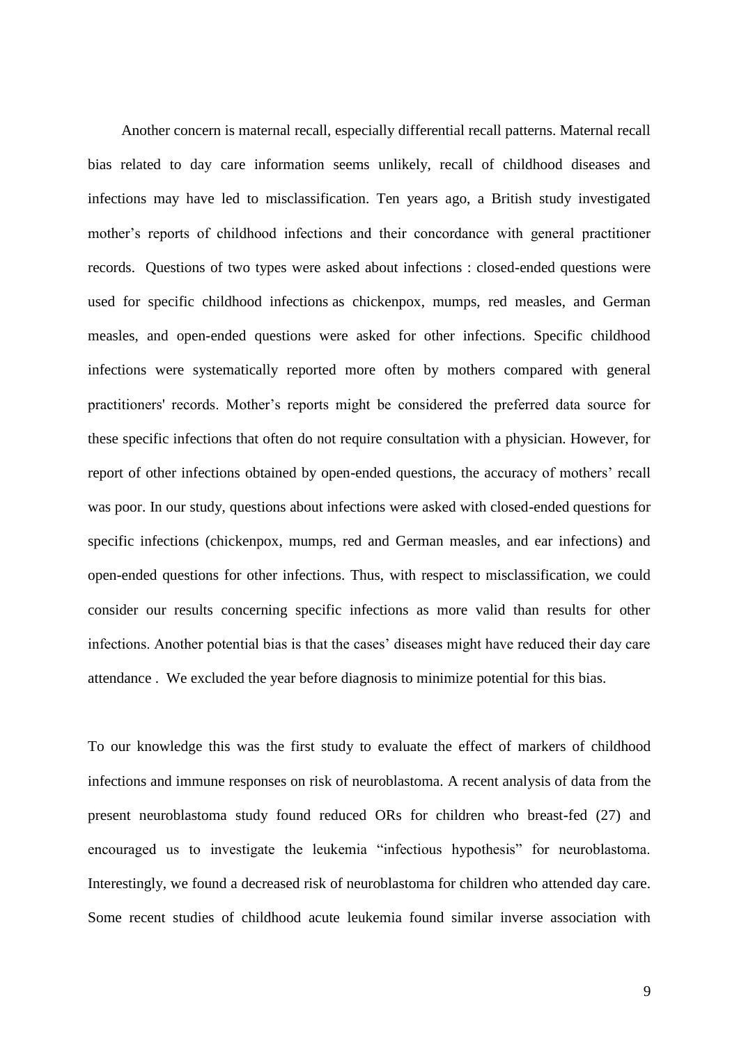Another concern is maternal recall, especially differential recall patterns. Maternal recall bias related to day care information seems unlikely, recall of childhood diseases and infections may have led to misclassification. Ten years ago, a British study investigated mother's reports of childhood infections and their concordance with general practitioner records. Questions of two types were asked about infections : closed-ended questions were used for specific childhood infections as chickenpox, mumps, red measles, and German measles, and open-ended questions were asked for other infections. Specific childhood infections were systematically reported more often by mothers compared with general practitioners' records. Mother's reports might be considered the preferred data source for these specific infections that often do not require consultation with a physician. However, for report of other infections obtained by open-ended questions, the accuracy of mothers' recall was poor. In our study, questions about infections were asked with closed-ended questions for specific infections (chickenpox, mumps, red and German measles, and ear infections) and open-ended questions for other infections. Thus, with respect to misclassification, we could consider our results concerning specific infections as more valid than results for other infections. Another potential bias is that the cases' diseases might have reduced their day care attendance . We excluded the year before diagnosis to minimize potential for this bias.

To our knowledge this was the first study to evaluate the effect of markers of childhood infections and immune responses on risk of neuroblastoma. A recent analysis of data from the present neuroblastoma study found reduced ORs for children who breast-fed (27) and encouraged us to investigate the leukemia "infectious hypothesis" for neuroblastoma. Interestingly, we found a decreased risk of neuroblastoma for children who attended day care. Some recent studies of childhood acute leukemia found similar inverse association with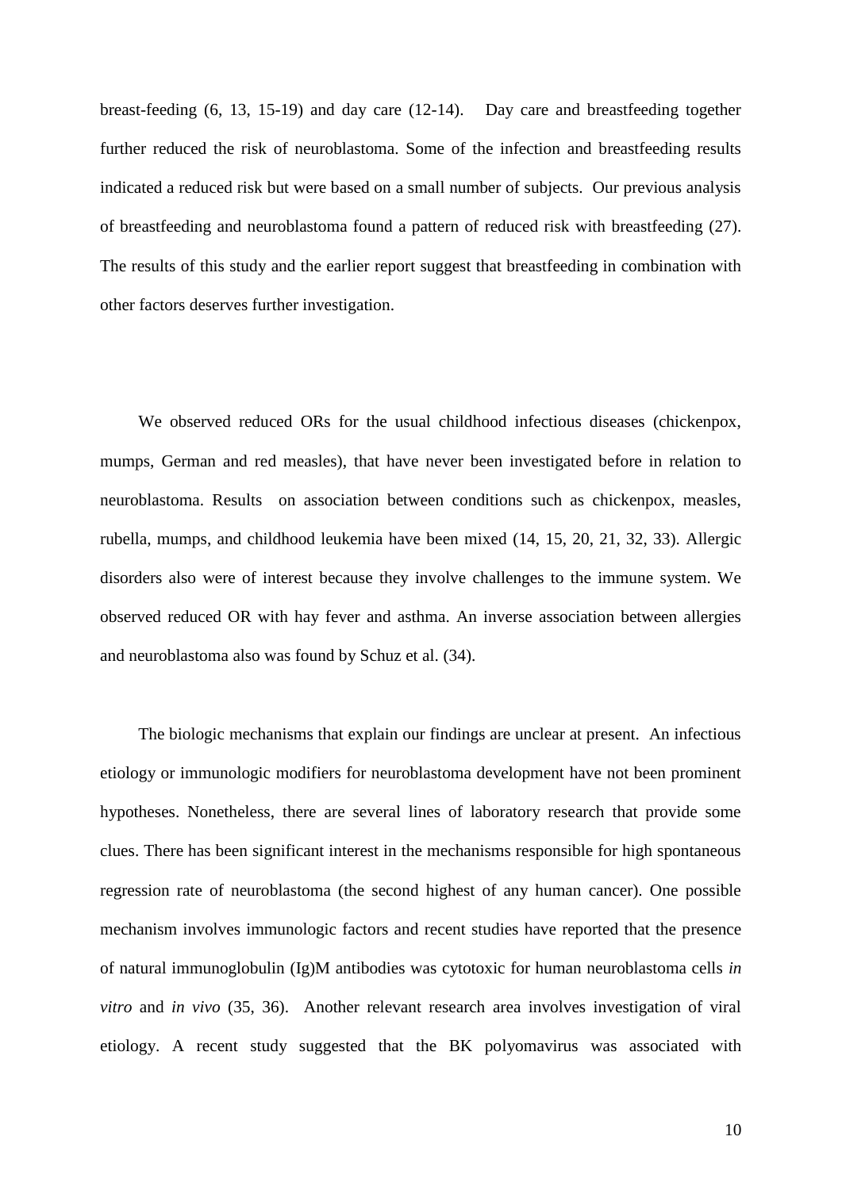breast-feeding (6, 13, 15-19) and day care (12-14). Day care and breastfeeding together further reduced the risk of neuroblastoma. Some of the infection and breastfeeding results indicated a reduced risk but were based on a small number of subjects. Our previous analysis of breastfeeding and neuroblastoma found a pattern of reduced risk with breastfeeding (27). The results of this study and the earlier report suggest that breastfeeding in combination with other factors deserves further investigation.

We observed reduced ORs for the usual childhood infectious diseases (chickenpox, mumps, German and red measles), that have never been investigated before in relation to neuroblastoma. Results on association between conditions such as chickenpox, measles, rubella, mumps, and childhood leukemia have been mixed (14, 15, 20, 21, 32, 33). Allergic disorders also were of interest because they involve challenges to the immune system. We observed reduced OR with hay fever and asthma. An inverse association between allergies and neuroblastoma also was found by Schuz et al. (34).

The biologic mechanisms that explain our findings are unclear at present. An infectious etiology or immunologic modifiers for neuroblastoma development have not been prominent hypotheses. Nonetheless, there are several lines of laboratory research that provide some clues. There has been significant interest in the mechanisms responsible for high spontaneous regression rate of neuroblastoma (the second highest of any human cancer). One possible mechanism involves immunologic factors and recent studies have reported that the presence of natural immunoglobulin (Ig)M antibodies was cytotoxic for human neuroblastoma cells *in vitro* and *in vivo* (35, 36). Another relevant research area involves investigation of viral etiology. A recent study suggested that the BK polyomavirus was associated with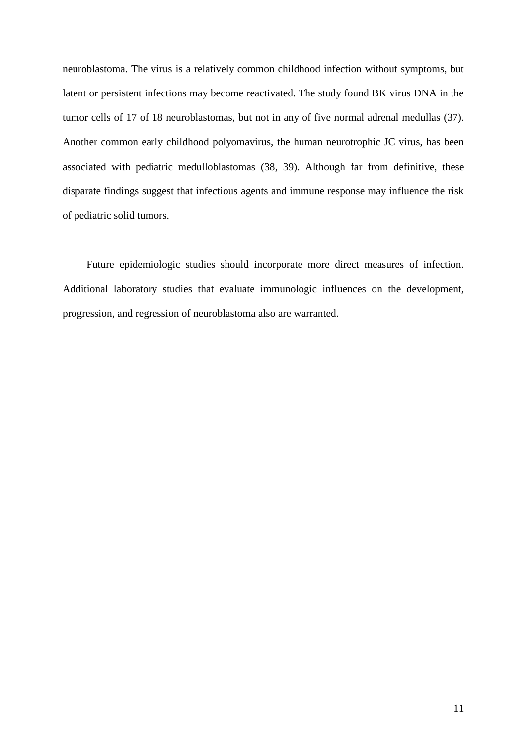neuroblastoma. The virus is a relatively common childhood infection without symptoms, but latent or persistent infections may become reactivated. The study found BK virus DNA in the tumor cells of 17 of 18 neuroblastomas, but not in any of five normal adrenal medullas (37). Another common early childhood polyomavirus, the human neurotrophic JC virus, has been associated with pediatric medulloblastomas (38, 39). Although far from definitive, these disparate findings suggest that infectious agents and immune response may influence the risk of pediatric solid tumors.

Future epidemiologic studies should incorporate more direct measures of infection. Additional laboratory studies that evaluate immunologic influences on the development, progression, and regression of neuroblastoma also are warranted.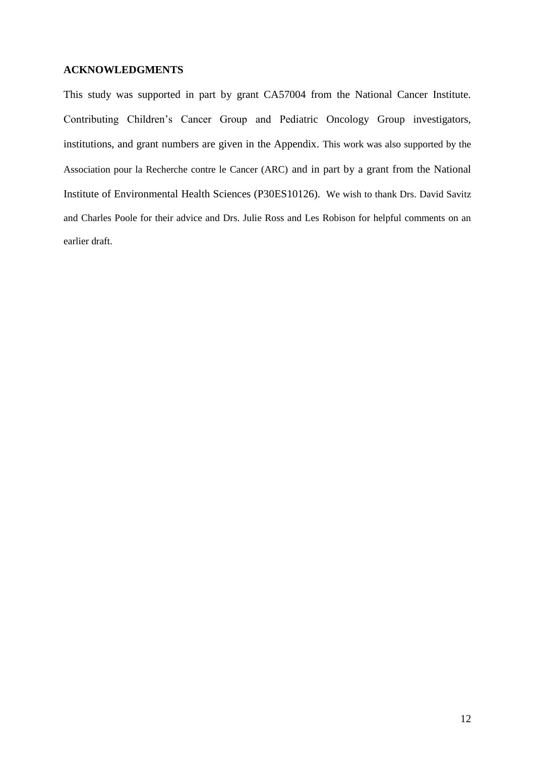## ACKNOWLEDGMENTS

This study was supported in part by grant CA57004 from the National Cancer Institute. Contributing Children's Cancer Group and Pediatric Oncology Group investigators, institutions, and grant numbers are given in the Appendix. This work was also supported by the Association pour la Recherche contre le Cancer (ARC) and in part by a grant from the National Institute of Environmental Health Sciences (P30ES10126). We wish to thank Drs. David Savitz and Charles Poole for their advice and Drs. Julie Ross and Les Robison for helpful comments on an earlier draft.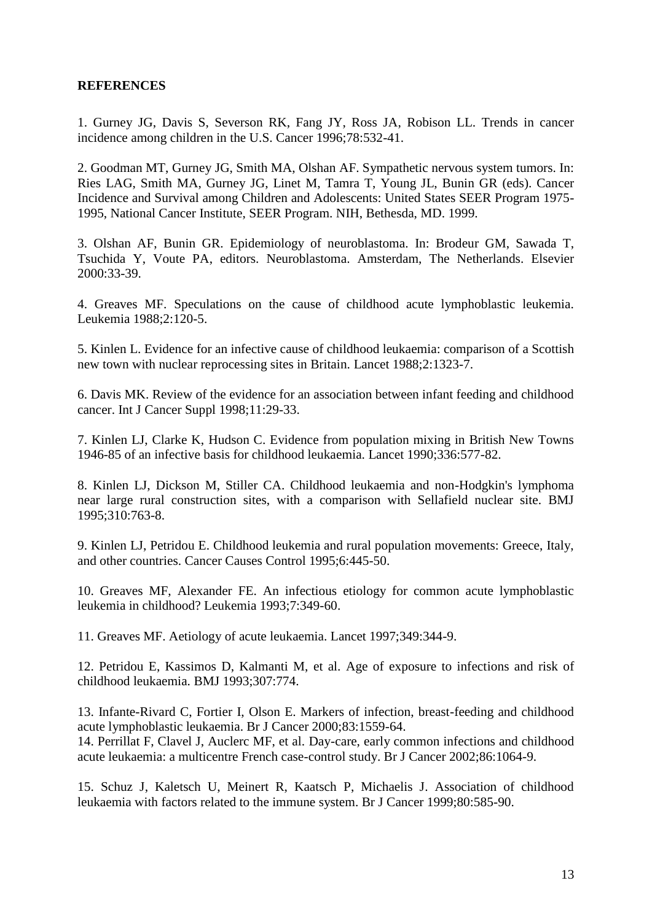**REFERENCES**

1. Gurney JG, Davis S, Severson RK, Fang JY, Ross JA, Robison LL. Trends in cancer incidence among children in the U.S. Cancer 1996;78:532-41.

2. Goodman MT, Gurney JG, Smith MA, Olshan AF. Sympathetic nervous system tumors. In: Ries LAG, Smith MA, Gurney JG, Linet M, Tamra T, Young JL, Bunin GR (eds). Cancer Incidence and Survival among Children and Adolescents: United States SEER Program 1975-1995, National Cancer Institute, SEER Program. NIH, Bethesda, MD. 1999.

3. Olshan AF, Bunin GR. Epidemiology of neuroblastoma. In: Brodeur GM, Sawada T, Tsuchida Y, Voute PA, editors. Neuroblastoma. Amsterdam, The Netherlands. Elsevier 2000:33-39.

4. Greaves MF. Speculations on the cause of childhood acute lymphoblastic leukemia. Leukemia 1988;2:120-5.

5. Kinlen L. Evidence for an infective cause of childhood leukaemia: comparison of a Scottish new town with nuclear reprocessing sites in Britain. Lancet 1988;2:1323-7.

6. Davis MK. Review of the evidence for an association between infant feeding and childhood cancer. Int J Cancer Suppl 1998;11:29-33.

7. Kinlen LJ, Clarke K, Hudson C. Evidence from population mixing in British New Towns 1946-85 of an infective basis for childhood leukaemia. Lancet 1990;336:577-82.

8. Kinlen LJ, Dickson M, Stiller CA. Childhood leukaemia and non-Hodgkin's lymphoma near large rural construction sites, with a comparison with Sellafield nuclear site. BMJ 1995;310:763-8.

9. Kinlen LJ, Petridou E. Childhood leukemia and rural population movements: Greece, Italy, and other countries. Cancer Causes Control 1995;6:445-50.

10. Greaves MF, Alexander FE. An infectious etiology for common acute lymphoblastic leukemia in childhood? Leukemia 1993;7:349-60.

11. Greaves MF. Aetiology of acute leukaemia. Lancet 1997;349:344-9.

12. Petridou E, Kassimos D, Kalmanti M, et al. Age of exposure to infections and risk of childhood leukaemia. BMJ 1993;307:774.

13. Infante-Rivard C, Fortier I, Olson E. Markers of infection, breast-feeding and childhood acute lymphoblastic leukaemia. Br J Cancer 2000;83:1559-64.

14. Perrillat F, Clavel J, Auclerc MF, et al. Day-care, early common infections and childhood acute leukaemia: a multicentre French case-control study. Br J Cancer 2002;86:1064-9.

15. Schuz J, Kaletsch U, Meinert R, Kaatsch P, Michaelis J. Association of childhood leukaemia with factors related to the immune system. Br J Cancer 1999;80:585-90.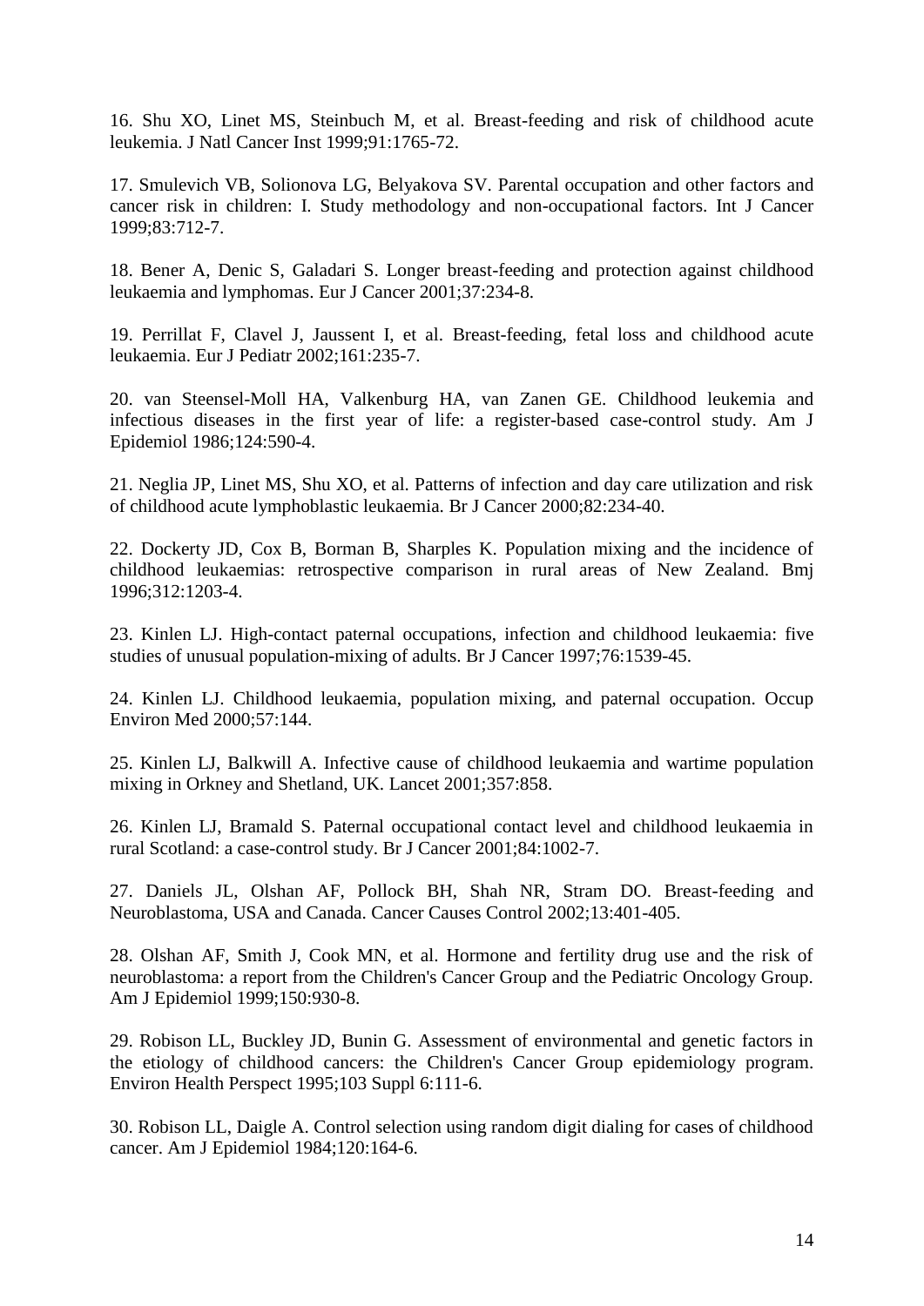16. Shu XO, Linet MS, Steinbuch M, et al. Breast-feeding and risk of childhood acute leukemia. J Natl Cancer Inst 1999;91:1765-72.

17. Smulevich VB, Solionova LG, Belyakova SV. Parental occupation and other factors and cancer risk in children: I. Study methodology and non-occupational factors. Int J Cancer 1999;83:712-7.

18. Bener A, Denic S, Galadari S. Longer breast-feeding and protection against childhood leukaemia and lymphomas. Eur J Cancer 2001;37:234-8.

19. Perrillat F, Clavel J, Jaussent I, et al. Breast-feeding, fetal loss and childhood acute leukaemia. Eur J Pediatr 2002;161:235-7.

20. van Steensel-Moll HA, Valkenburg HA, van Zanen GE. Childhood leukemia and infectious diseases in the first year of life: a register-based case-control study. Am J Epidemiol 1986;124:590-4.

21. Neglia JP, Linet MS, Shu XO, et al. Patterns of infection and day care utilization and risk of childhood acute lymphoblastic leukaemia. Br J Cancer 2000;82:234-40.

22. Dockerty JD, Cox B, Borman B, Sharples K. Population mixing and the incidence of childhood leukaemias: retrospective comparison in rural areas of New Zealand. Bmj 1996;312:1203-4.

23. Kinlen LJ. High-contact paternal occupations, infection and childhood leukaemia: five studies of unusual population-mixing of adults. Br J Cancer 1997;76:1539-45.

24. Kinlen LJ. Childhood leukaemia, population mixing, and paternal occupation. Occup Environ Med 2000;57:144.

25. Kinlen LJ, Balkwill A. Infective cause of childhood leukaemia and wartime population mixing in Orkney and Shetland, UK. Lancet 2001;357:858.

26. Kinlen LJ, Bramald S. Paternal occupational contact level and childhood leukaemia in rural Scotland: a case-control study. Br J Cancer 2001;84:1002-7.

27. Daniels JL, Olshan AF, Pollock BH, Shah NR, Stram DO. Breast-feeding and Neuroblastoma, USA and Canada. Cancer Causes Control 2002;13:401-405.

28. Olshan AF, Smith J, Cook MN, et al. Hormone and fertility drug use and the risk of neuroblastoma: a report from the Children's Cancer Group and the Pediatric Oncology Group. Am J Epidemiol 1999;150:930-8.

29. Robison LL, Buckley JD, Bunin G. Assessment of environmental and genetic factors in the etiology of childhood cancers: the Children's Cancer Group epidemiology program. Environ Health Perspect 1995;103 Suppl 6:111-6.

30. Robison LL, Daigle A. Control selection using random digit dialing for cases of childhood cancer. Am J Epidemiol 1984;120:164-6.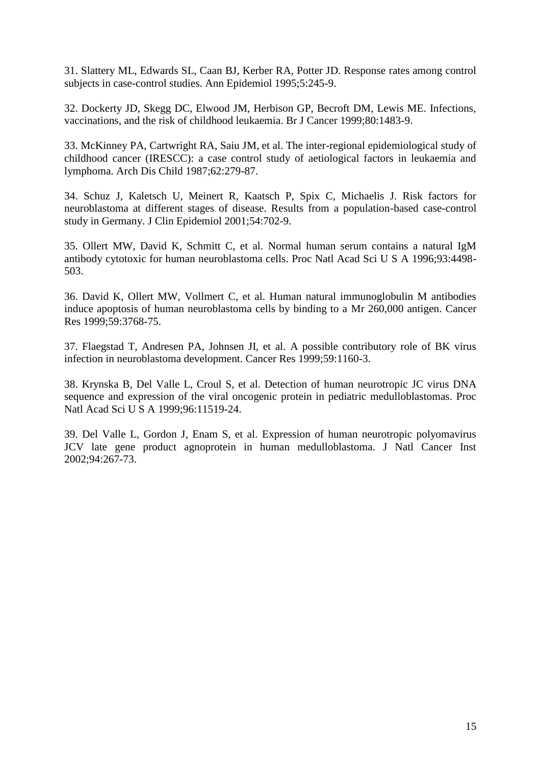31. Slattery ML, Edwards SL, Caan BJ, Kerber RA, Potter JD. Response rates among control subjects in case-control studies. Ann Epidemiol 1995;5:245-9.

32. Dockerty JD, Skegg DC, Elwood JM, Herbison GP, Becroft DM, Lewis ME. Infections, vaccinations, and the risk of childhood leukaemia. Br J Cancer 1999;80:1483-9.

33. McKinney PA, Cartwright RA, Saiu JM, et al. The inter-regional epidemiological study of childhood cancer (IRESCC): a case control study of aetiological factors in leukaemia and lymphoma. Arch Dis Child 1987;62:279-87.

34. Schuz J, Kaletsch U, Meinert R, Kaatsch P, Spix C, Michaelis J. Risk factors for neuroblastoma at different stages of disease. Results from a population-based case-control study in Germany. J Clin Epidemiol 2001;54:702-9.

35. Ollert MW, David K, Schmitt C, et al. Normal human serum contains a natural IgM antibody cytotoxic for human neuroblastoma cells. Proc Natl Acad Sci U S A 1996;93:4498-503.

36. David K, Ollert MW, Vollmert C, et al. Human natural immunoglobulin M antibodies induce apoptosis of human neuroblastoma cells by binding to a Mr 260,000 antigen. Cancer Res 1999;59:3768-75.

37. Flaegstad T, Andresen PA, Johnsen JI, et al. A possible contributory role of BK virus infection in neuroblastoma development. Cancer Res 1999;59:1160-3.

38. Krynska B, Del Valle L, Croul S, et al. Detection of human neurotropic JC virus DNA sequence and expression of the viral oncogenic protein in pediatric medulloblastomas. Proc Natl Acad Sci U S A 1999;96:11519-24.

39. Del Valle L, Gordon J, Enam S, et al. Expression of human neurotropic polyomavirus JCV late gene product agnoprotein in human medulloblastoma. J Natl Cancer Inst 2002;94:267-73.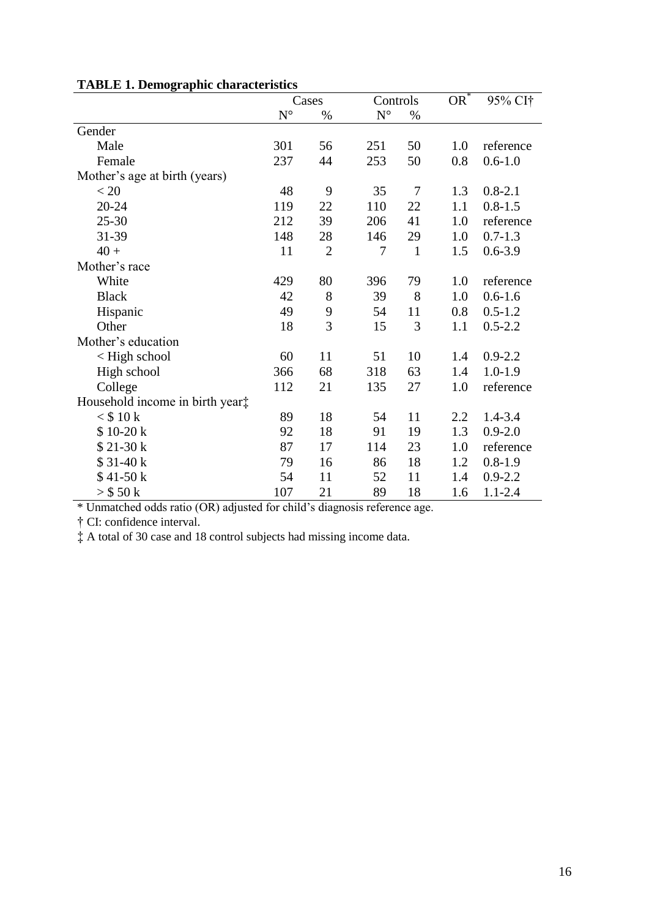**TABLE 1. Demographic characteristics**

| | Cases | | Controls | | OR* | 95% CI† |
|---|---|---|---|---|---|---|
| | N° | % | N° | % | | |
| Gender | | | | | | |
| Male | 301 | 56 | 251 | 50 | 1.0 | reference |
| Female | 237 | 44 | 253 | 50 | 0.8 | 0.6-1.0 |
| Mother's age at birth (years) | | | | | | |
| < 20 | 48 | 9 | 35 | 7 | 1.3 | 0.8-2.1 |
| 20-24 | 119 | 22 | 110 | 22 | 1.1 | 0.8-1.5 |
| 25-30 | 212 | 39 | 206 | 41 | 1.0 | reference |
| 31-39 | 148 | 28 | 146 | 29 | 1.0 | 0.7-1.3 |
| 40 + | 11 | 2 | 7 | 1 | 1.5 | 0.6-3.9 |
| Mother's race | | | | | | |
| White | 429 | 80 | 396 | 79 | 1.0 | reference |
| Black | 42 | 8 | 39 | 8 | 1.0 | 0.6-1.6 |
| Hispanic | 49 | 9 | 54 | 11 | 0.8 | 0.5-1.2 |
| Other | 18 | 3 | 15 | 3 | 1.1 | 0.5-2.2 |
| Mother's education | | | | | | |
| < High school | 60 | 11 | 51 | 10 | 1.4 | 0.9-2.2 |
| High school | 366 | 68 | 318 | 63 | 1.4 | 1.0-1.9 |
| College | 112 | 21 | 135 | 27 | 1.0 | reference |
| Household income in birth year‡ | | | | | | |
| < $ 10 k | 89 | 18 | 54 | 11 | 2.2 | 1.4-3.4 |
| $ 10-20 k | 92 | 18 | 91 | 19 | 1.3 | 0.9-2.0 |
| $ 21-30 k | 87 | 17 | 114 | 23 | 1.0 | reference |
| $ 31-40 k | 79 | 16 | 86 | 18 | 1.2 | 0.8-1.9 |
| $ 41-50 k | 54 | 11 | 52 | 11 | 1.4 | 0.9-2.2 |
| > $ 50 k | 107 | 21 | 89 | 18 | 1.6 | 1.1-2.4 |

* Unmatched odds ratio (OR) adjusted for child's diagnosis reference age.

† CI: confidence interval.

‡ A total of 30 case and 18 control subjects had missing income data.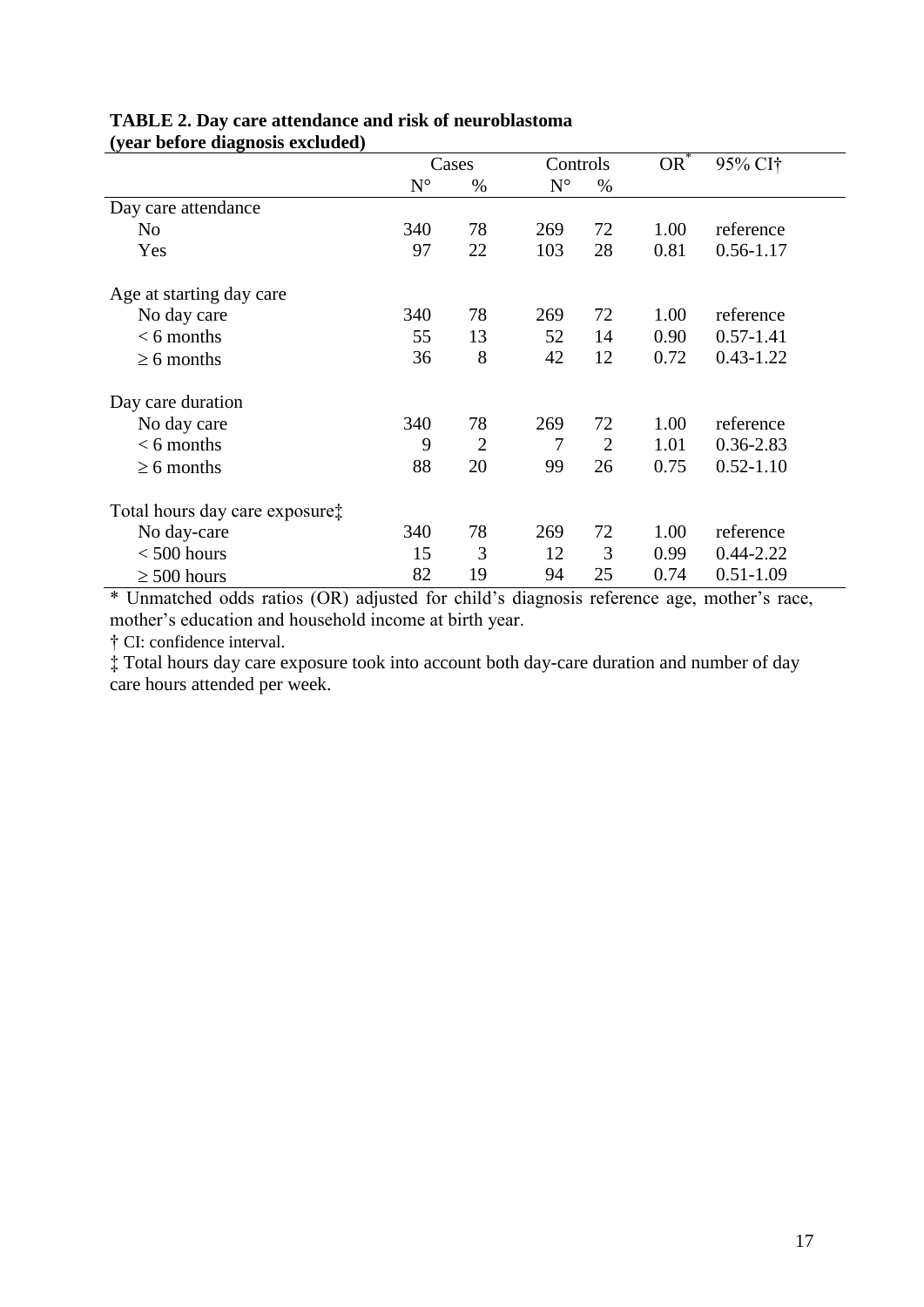**TABLE 2. Day care attendance and risk of neuroblastoma (year before diagnosis excluded)**

| | Cases | | Controls | | OR* | 95% CI† |
|---|---|---|---|---|---|---|
| | N° | % | N° | % | | |
| Day care attendance | | | | | | |
| No | 340 | 78 | 269 | 72 | 1.00 | reference |
| Yes | 97 | 22 | 103 | 28 | 0.81 | 0.56-1.17 |
| Age at starting day care | | | | | | |
| No day care | 340 | 78 | 269 | 72 | 1.00 | reference |
| < 6 months | 55 | 13 | 52 | 14 | 0.90 | 0.57-1.41 |
| ≥ 6 months | 36 | 8 | 42 | 12 | 0.72 | 0.43-1.22 |
| Day care duration | | | | | | |
| No day care | 340 | 78 | 269 | 72 | 1.00 | reference |
| < 6 months | 9 | 2 | 7 | 2 | 1.01 | 0.36-2.83 |
| ≥ 6 months | 88 | 20 | 99 | 26 | 0.75 | 0.52-1.10 |
| Total hours day care exposure‡ | | | | | | |
| No day-care | 340 | 78 | 269 | 72 | 1.00 | reference |
| < 500 hours | 15 | 3 | 12 | 3 | 0.99 | 0.44-2.22 |
| ≥ 500 hours | 82 | 19 | 94 | 25 | 0.74 | 0.51-1.09 |

* Unmatched odds ratios (OR) adjusted for child's diagnosis reference age, mother's race, mother's education and household income at birth year.

† CI: confidence interval.

‡ Total hours day care exposure took into account both day-care duration and number of day care hours attended per week.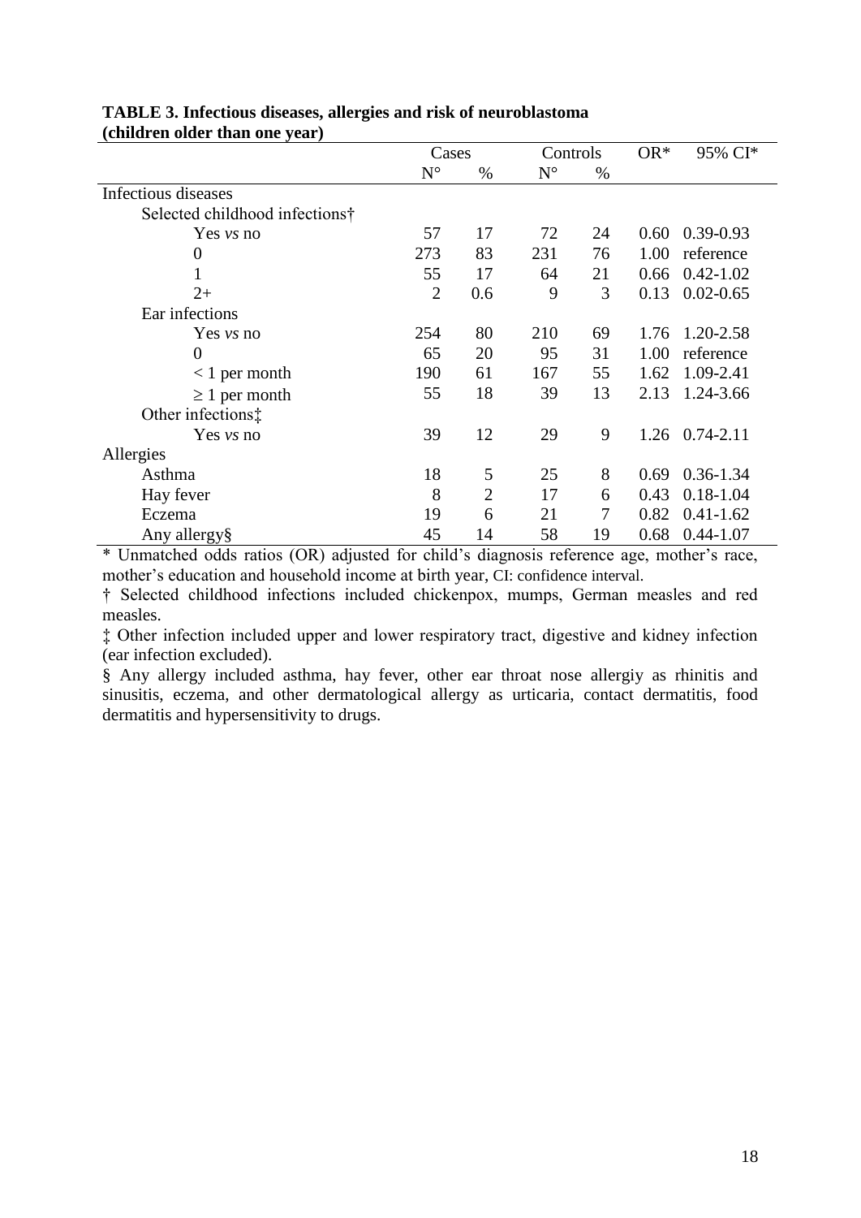**TABLE 3. Infectious diseases, allergies and risk of neuroblastoma (children older than one year)**

| | Cases | | Controls | | OR* | 95% CI* |
|---|---|---|---|---|---|---|
| | N° | % | N° | % | | |
| Infectious diseases | | | | | | |
| Selected childhood infections† | | | | | | |
| Yes *vs* no | 57 | 17 | 72 | 24 | 0.60 | 0.39-0.93 |
| 0 | 273 | 83 | 231 | 76 | 1.00 | reference |
| 1 | 55 | 17 | 64 | 21 | 0.66 | 0.42-1.02 |
| 2+ | 2 | 0.6 | 9 | 3 | 0.13 | 0.02-0.65 |
| Ear infections | | | | | | |
| Yes *vs* no | 254 | 80 | 210 | 69 | 1.76 | 1.20-2.58 |
| 0 | 65 | 20 | 95 | 31 | 1.00 | reference |
| < 1 per month | 190 | 61 | 167 | 55 | 1.62 | 1.09-2.41 |
| ≥ 1 per month | 55 | 18 | 39 | 13 | 2.13 | 1.24-3.66 |
| Other infections‡ | | | | | | |
| Yes *vs* no | 39 | 12 | 29 | 9 | 1.26 | 0.74-2.11 |
| Allergies | | | | | | |
| Asthma | 18 | 5 | 25 | 8 | 0.69 | 0.36-1.34 |
| Hay fever | 8 | 2 | 17 | 6 | 0.43 | 0.18-1.04 |
| Eczema | 19 | 6 | 21 | 7 | 0.82 | 0.41-1.62 |
| Any allergy§ | 45 | 14 | 58 | 19 | 0.68 | 0.44-1.07 |

* Unmatched odds ratios (OR) adjusted for child's diagnosis reference age, mother's race, mother's education and household income at birth year, CI: confidence interval.

† Selected childhood infections included chickenpox, mumps, German measles and red measles.

‡ Other infection included upper and lower respiratory tract, digestive and kidney infection (ear infection excluded).

§ Any allergy included asthma, hay fever, other ear throat nose allergiy as rhinitis and sinusitis, eczema, and other dermatological allergy as urticaria, contact dermatitis, food dermatitis and hypersensitivity to drugs.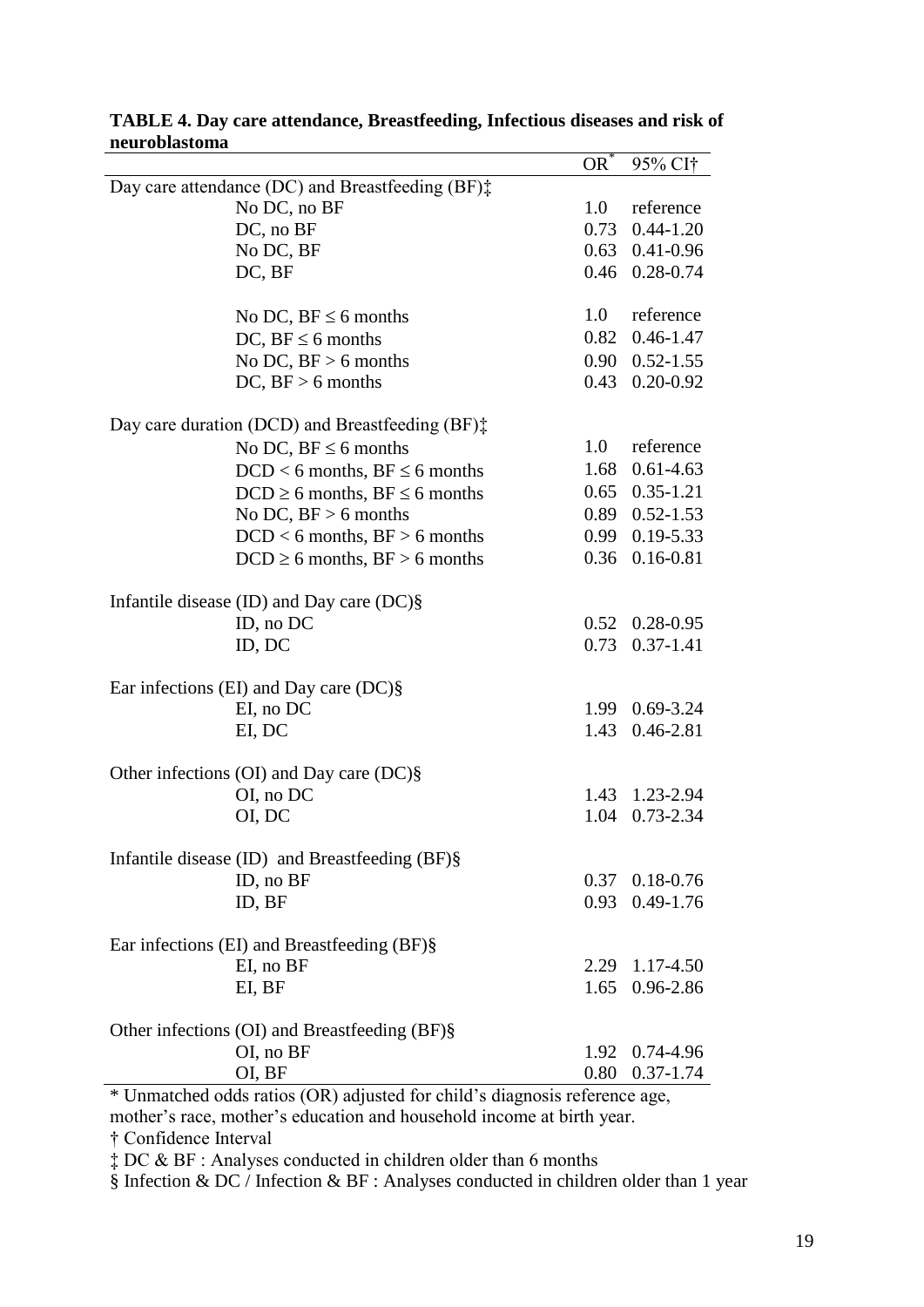**TABLE 4. Day care attendance, Breastfeeding, Infectious diseases and risk of neuroblastoma**

| | OR* | 95% CI† |
|---|---|---|
| Day care attendance (DC) and Breastfeeding (BF)‡ | | |
| No DC, no BF | 1.0 | reference |
| DC, no BF | 0.73 | 0.44-1.20 |
| No DC, BF | 0.63 | 0.41-0.96 |
| DC, BF | 0.46 | 0.28-0.74 |
| | | |
| No DC, BF ≤ 6 months | 1.0 | reference |
| DC, BF ≤ 6 months | 0.82 | 0.46-1.47 |
| No DC, BF > 6 months | 0.90 | 0.52-1.55 |
| DC, BF > 6 months | 0.43 | 0.20-0.92 |
| | | |
| Day care duration (DCD) and Breastfeeding (BF)‡ | | |
| No DC, BF ≤ 6 months | 1.0 | reference |
| DCD < 6 months, BF ≤ 6 months | 1.68 | 0.61-4.63 |
| DCD ≥ 6 months, BF ≤ 6 months | 0.65 | 0.35-1.21 |
| No DC, BF > 6 months | 0.89 | 0.52-1.53 |
| DCD < 6 months, BF > 6 months | 0.99 | 0.19-5.33 |
| DCD ≥ 6 months, BF > 6 months | 0.36 | 0.16-0.81 |
| | | |
| Infantile disease (ID) and Day care (DC)§ | | |
| ID, no DC | 0.52 | 0.28-0.95 |
| ID, DC | 0.73 | 0.37-1.41 |
| | | |
| Ear infections (EI) and Day care (DC)§ | | |
| EI, no DC | 1.99 | 0.69-3.24 |
| EI, DC | 1.43 | 0.46-2.81 |
| | | |
| Other infections (OI) and Day care (DC)§ | | |
| OI, no DC | 1.43 | 1.23-2.94 |
| OI, DC | 1.04 | 0.73-2.34 |
| | | |
| Infantile disease (ID) and Breastfeeding (BF)§ | | |
| ID, no BF | 0.37 | 0.18-0.76 |
| ID, BF | 0.93 | 0.49-1.76 |
| | | |
| Ear infections (EI) and Breastfeeding (BF)§ | | |
| EI, no BF | 2.29 | 1.17-4.50 |
| EI, BF | 1.65 | 0.96-2.86 |
| | | |
| Other infections (OI) and Breastfeeding (BF)§ | | |
| OI, no BF | 1.92 | 0.74-4.96 |
| OI, BF | 0.80 | 0.37-1.74 |

\* Unmatched odds ratios (OR) adjusted for child's diagnosis reference age, mother's race, mother's education and household income at birth year.

† Confidence Interval

‡ DC & BF : Analyses conducted in children older than 6 months

§ Infection & DC / Infection & BF : Analyses conducted in children older than 1 year